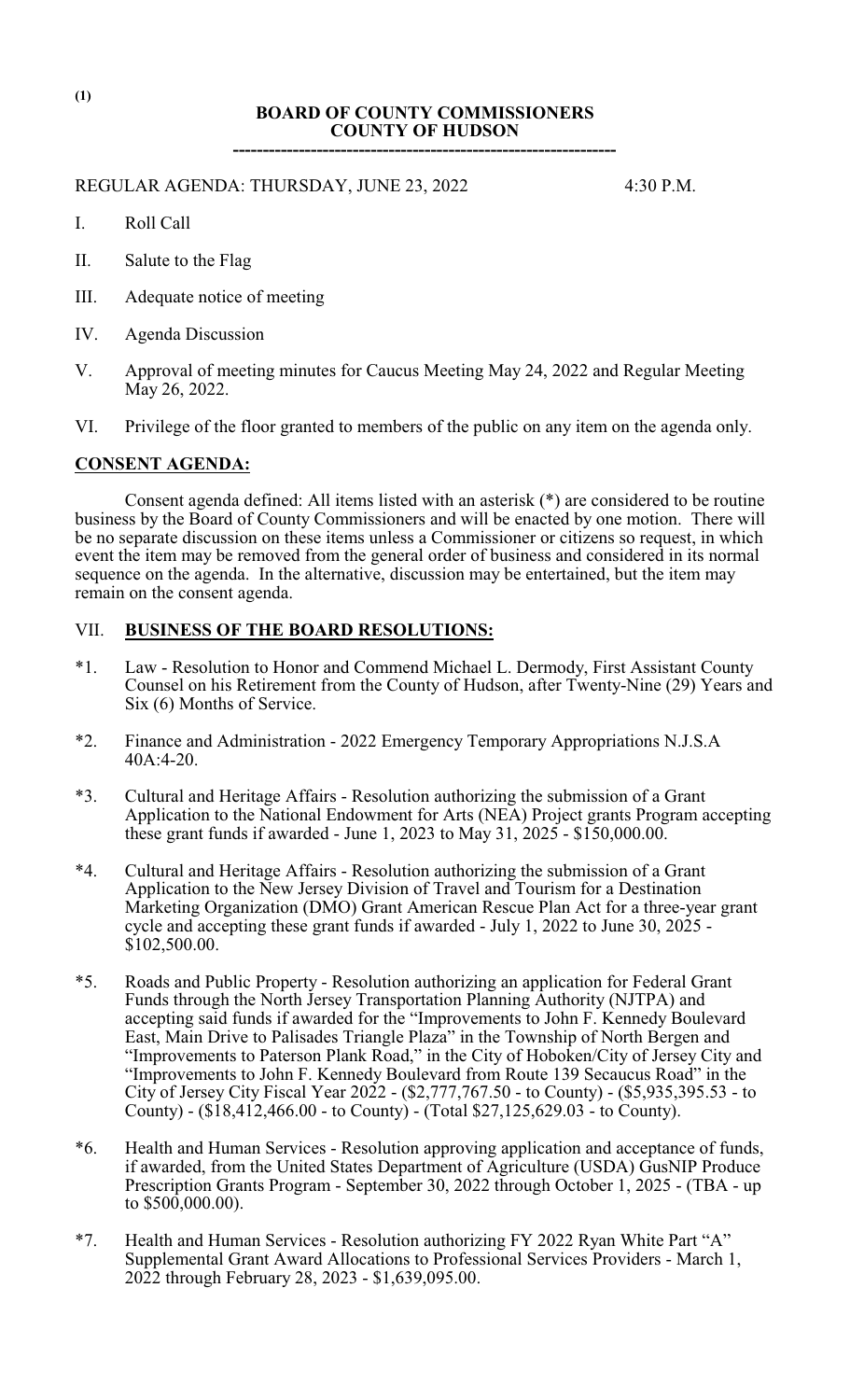(1)

**BOARD OF COUNTY COMMISSIONERS**
**COUNTY OF HUDSON**

---

REGULAR AGENDA: THURSDAY, JUNE 23, 2022 4:30 P.M.

I. Roll Call

II. Salute to the Flag

III. Adequate notice of meeting

IV. Agenda Discussion

V. Approval of meeting minutes for Caucus Meeting May 24, 2022 and Regular Meeting May 26, 2022.

VI. Privilege of the floor granted to members of the public on any item on the agenda only.

## CONSENT AGENDA:

Consent agenda defined: All items listed with an asterisk (*) are considered to be routine business by the Board of County Commissioners and will be enacted by one motion. There will be no separate discussion on these items unless a Commissioner or citizens so request, in which event the item may be removed from the general order of business and considered in its normal sequence on the agenda. In the alternative, discussion may be entertained, but the item may remain on the consent agenda.

## VII. BUSINESS OF THE BOARD RESOLUTIONS:

*1. Law - Resolution to Honor and Commend Michael L. Dermody, First Assistant County Counsel on his Retirement from the County of Hudson, after Twenty-Nine (29) Years and Six (6) Months of Service.

*2. Finance and Administration - 2022 Emergency Temporary Appropriations N.J.S.A 40A:4-20.

*3. Cultural and Heritage Affairs - Resolution authorizing the submission of a Grant Application to the National Endowment for Arts (NEA) Project grants Program accepting these grant funds if awarded - June 1, 2023 to May 31, 2025 - $150,000.00.

*4. Cultural and Heritage Affairs - Resolution authorizing the submission of a Grant Application to the New Jersey Division of Travel and Tourism for a Destination Marketing Organization (DMO) Grant American Rescue Plan Act for a three-year grant cycle and accepting these grant funds if awarded - July 1, 2022 to June 30, 2025 - $102,500.00.

*5. Roads and Public Property - Resolution authorizing an application for Federal Grant Funds through the North Jersey Transportation Planning Authority (NJTPA) and accepting said funds if awarded for the "Improvements to John F. Kennedy Boulevard East, Main Drive to Palisades Triangle Plaza" in the Township of North Bergen and "Improvements to Paterson Plank Road," in the City of Hoboken/City of Jersey City and "Improvements to John F. Kennedy Boulevard from Route 139 Secaucus Road" in the City of Jersey City Fiscal Year 2022 - ($2,777,767.50 - to County) - ($5,935,395.53 - to County) - ($18,412,466.00 - to County) - (Total $27,125,629.03 - to County).

*6. Health and Human Services - Resolution approving application and acceptance of funds, if awarded, from the United States Department of Agriculture (USDA) GusNIP Produce Prescription Grants Program - September 30, 2022 through October 1, 2025 - (TBA - up to $500,000.00).

*7. Health and Human Services - Resolution authorizing FY 2022 Ryan White Part "A" Supplemental Grant Award Allocations to Professional Services Providers - March 1, 2022 through February 28, 2023 - $1,639,095.00.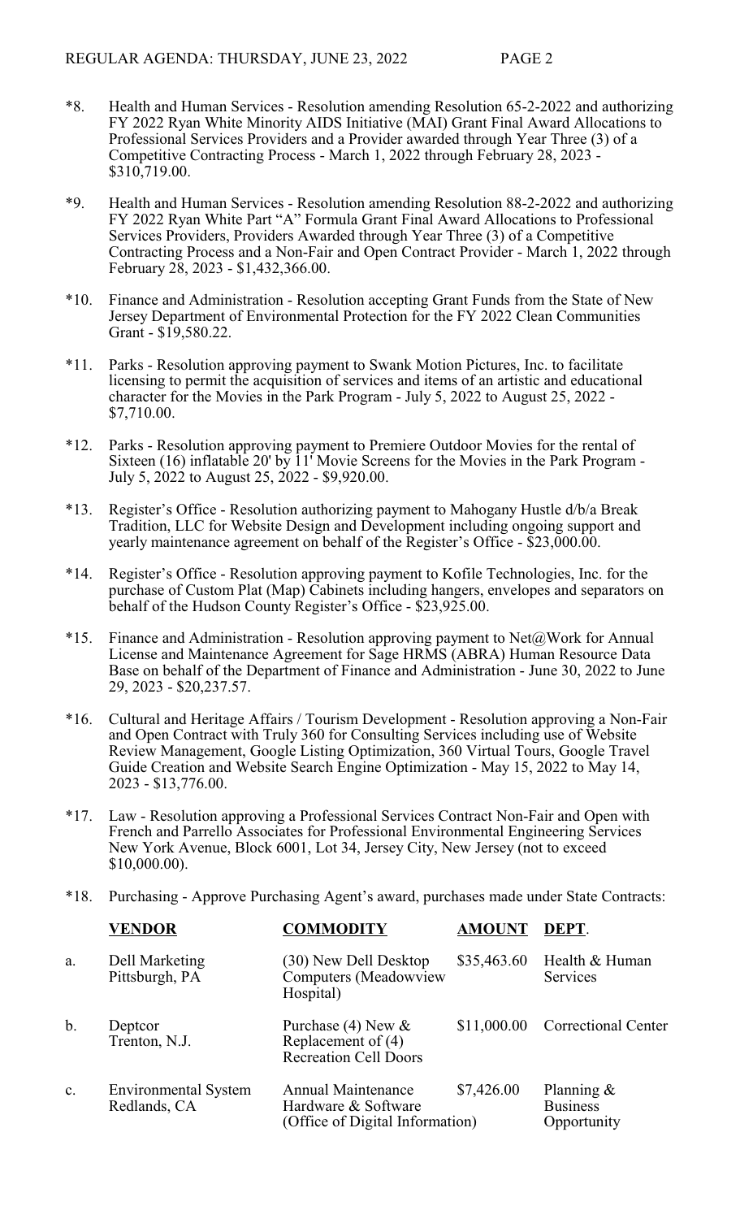*8. Health and Human Services - Resolution amending Resolution 65-2-2022 and authorizing FY 2022 Ryan White Minority AIDS Initiative (MAI) Grant Final Award Allocations to Professional Services Providers and a Provider awarded through Year Three (3) of a Competitive Contracting Process - March 1, 2022 through February 28, 2023 - $310,719.00.

*9. Health and Human Services - Resolution amending Resolution 88-2-2022 and authorizing FY 2022 Ryan White Part "A" Formula Grant Final Award Allocations to Professional Services Providers, Providers Awarded through Year Three (3) of a Competitive Contracting Process and a Non-Fair and Open Contract Provider - March 1, 2022 through February 28, 2023 - $1,432,366.00.

*10. Finance and Administration - Resolution accepting Grant Funds from the State of New Jersey Department of Environmental Protection for the FY 2022 Clean Communities Grant - $19,580.22.

*11. Parks - Resolution approving payment to Swank Motion Pictures, Inc. to facilitate licensing to permit the acquisition of services and items of an artistic and educational character for the Movies in the Park Program - July 5, 2022 to August 25, 2022 - $7,710.00.

*12. Parks - Resolution approving payment to Premiere Outdoor Movies for the rental of Sixteen (16) inflatable 20' by 11' Movie Screens for the Movies in the Park Program - July 5, 2022 to August 25, 2022 - $9,920.00.

*13. Register's Office - Resolution authorizing payment to Mahogany Hustle d/b/a Break Tradition, LLC for Website Design and Development including ongoing support and yearly maintenance agreement on behalf of the Register's Office - $23,000.00.

*14. Register's Office - Resolution approving payment to Kofile Technologies, Inc. for the purchase of Custom Plat (Map) Cabinets including hangers, envelopes and separators on behalf of the Hudson County Register's Office - $23,925.00.

*15. Finance and Administration - Resolution approving payment to Net@Work for Annual License and Maintenance Agreement for Sage HRMS (ABRA) Human Resource Data Base on behalf of the Department of Finance and Administration - June 30, 2022 to June 29, 2023 - $20,237.57.

*16. Cultural and Heritage Affairs / Tourism Development - Resolution approving a Non-Fair and Open Contract with Truly 360 for Consulting Services including use of Website Review Management, Google Listing Optimization, 360 Virtual Tours, Google Travel Guide Creation and Website Search Engine Optimization - May 15, 2022 to May 14, 2023 - $13,776.00.

*17. Law - Resolution approving a Professional Services Contract Non-Fair and Open with French and Parrello Associates for Professional Environmental Engineering Services New York Avenue, Block 6001, Lot 34, Jersey City, New Jersey (not to exceed $10,000.00).

*18. Purchasing - Approve Purchasing Agent's award, purchases made under State Contracts:

| | **VENDOR** | **COMMODITY** | **AMOUNT** | **DEPT.** |
|---|---|---|---|---|
| a. | Dell Marketing Pittsburgh, PA | (30) New Dell Desktop Computers (Meadowview Hospital) | $35,463.60 | Health & Human Services |
| b. | Deptcor Trenton, N.J. | Purchase (4) New & Replacement of (4) Recreation Cell Doors | $11,000.00 | Correctional Center |
| c. | Environmental System Redlands, CA | Annual Maintenance Hardware & Software (Office of Digital Information) | $7,426.00 | Planning & Business Opportunity |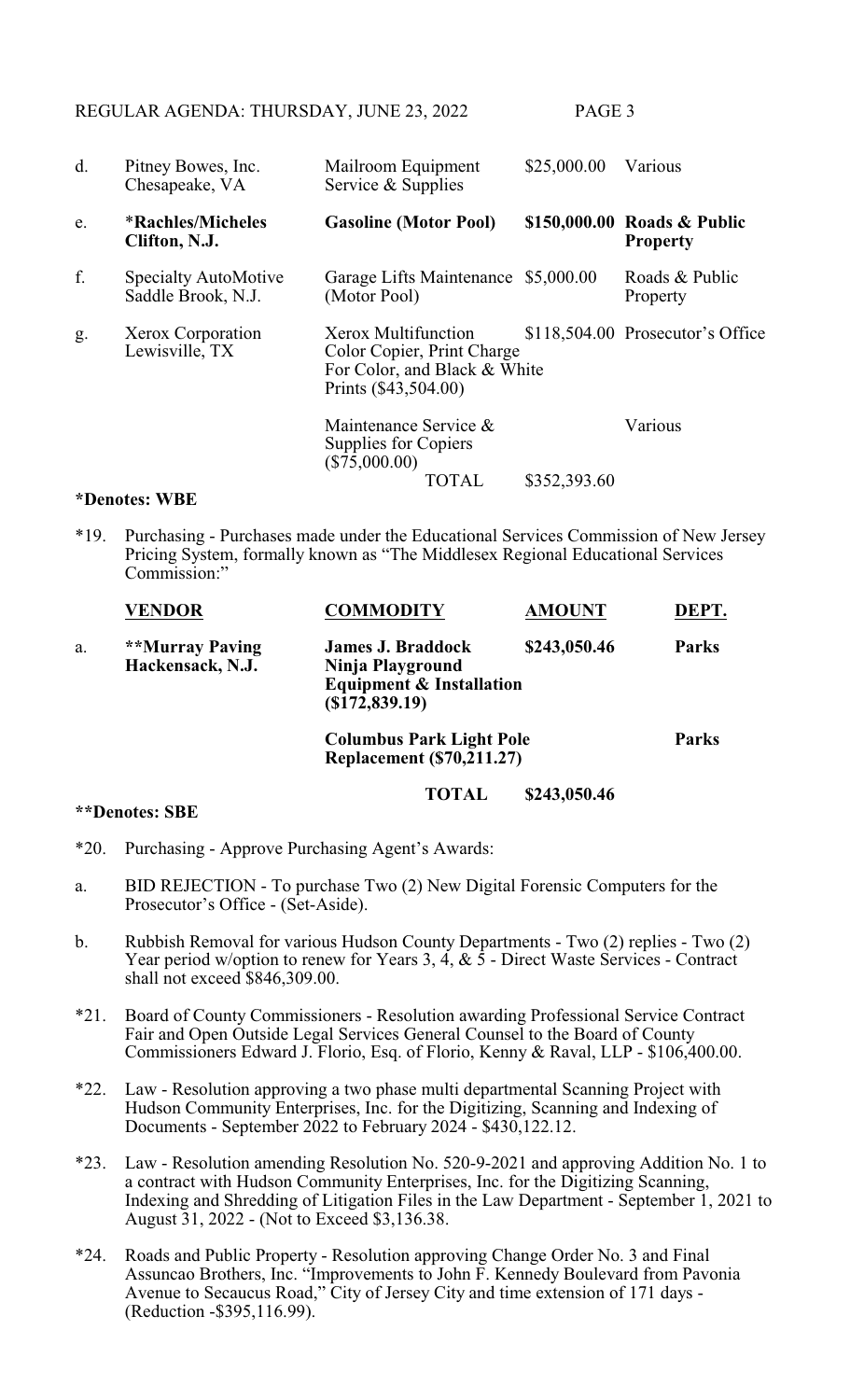| | | | | |
|---|---|---|---|---|
| d. | Pitney Bowes, Inc. Chesapeake, VA | Mailroom Equipment Service & Supplies | $25,000.00 | Various |
| e. | ***Rachles/Micheles Clifton, N.J.** | **Gasoline (Motor Pool)** | **$150,000.00** | **Roads & Public Property** |
| f. | Specialty AutoMotive Saddle Brook, N.J. | Garage Lifts Maintenance (Motor Pool) | $5,000.00 | Roads & Public Property |
| g. | Xerox Corporation Lewisville, TX | Xerox Multifunction Color Copier, Print Charge For Color, and Black & White Prints ($43,504.00) | $118,504.00 | Prosecutor's Office |
| | | Maintenance Service & Supplies for Copiers ($75,000.00) | | Various |
| | | TOTAL | $352,393.60 | |

**\*Denotes: WBE**

*19. Purchasing - Purchases made under the Educational Services Commission of New Jersey Pricing System, formally known as "The Middlesex Regional Educational Services Commission:"

| | VENDOR | COMMODITY | AMOUNT | DEPT. |
|---|---|---|---|---|
| a. | ****Murray Paving Hackensack, N.J.** | **James J. Braddock Ninja Playground Equipment & Installation ($172,839.19)** | **$243,050.46** | **Parks** |
| | | **Columbus Park Light Pole Replacement ($70,211.27)** | | **Parks** |
| | | **TOTAL** | **$243,050.46** | |

****Denotes: SBE**

*20. Purchasing - Approve Purchasing Agent's Awards:

a. BID REJECTION - To purchase Two (2) New Digital Forensic Computers for the Prosecutor's Office - (Set-Aside).

b. Rubbish Removal for various Hudson County Departments - Two (2) replies - Two (2) Year period w/option to renew for Years 3, 4, & 5 - Direct Waste Services - Contract shall not exceed $846,309.00.

*21. Board of County Commissioners - Resolution awarding Professional Service Contract Fair and Open Outside Legal Services General Counsel to the Board of County Commissioners Edward J. Florio, Esq. of Florio, Kenny & Raval, LLP - $106,400.00.

*22. Law - Resolution approving a two phase multi departmental Scanning Project with Hudson Community Enterprises, Inc. for the Digitizing, Scanning and Indexing of Documents - September 2022 to February 2024 - $430,122.12.

*23. Law - Resolution amending Resolution No. 520-9-2021 and approving Addition No. 1 to a contract with Hudson Community Enterprises, Inc. for the Digitizing Scanning, Indexing and Shredding of Litigation Files in the Law Department - September 1, 2021 to August 31, 2022 - (Not to Exceed $3,136.38.

*24. Roads and Public Property - Resolution approving Change Order No. 3 and Final Assuncao Brothers, Inc. "Improvements to John F. Kennedy Boulevard from Pavonia Avenue to Secaucus Road," City of Jersey City and time extension of 171 days - (Reduction -$395,116.99).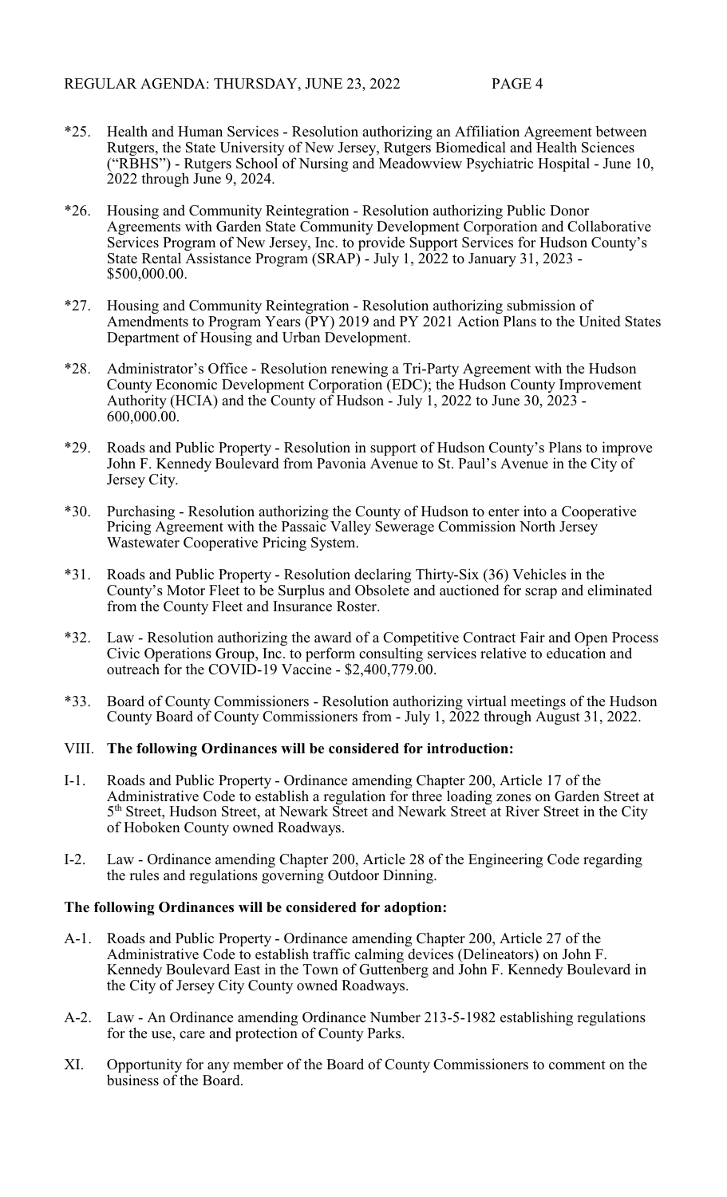*25. Health and Human Services - Resolution authorizing an Affiliation Agreement between Rutgers, the State University of New Jersey, Rutgers Biomedical and Health Sciences ("RBHS") - Rutgers School of Nursing and Meadowview Psychiatric Hospital - June 10, 2022 through June 9, 2024.

*26. Housing and Community Reintegration - Resolution authorizing Public Donor Agreements with Garden State Community Development Corporation and Collaborative Services Program of New Jersey, Inc. to provide Support Services for Hudson County's State Rental Assistance Program (SRAP) - July 1, 2022 to January 31, 2023 - $500,000.00.

*27. Housing and Community Reintegration - Resolution authorizing submission of Amendments to Program Years (PY) 2019 and PY 2021 Action Plans to the United States Department of Housing and Urban Development.

*28. Administrator's Office - Resolution renewing a Tri-Party Agreement with the Hudson County Economic Development Corporation (EDC); the Hudson County Improvement Authority (HCIA) and the County of Hudson - July 1, 2022 to June 30, 2023 - 600,000.00.

*29. Roads and Public Property - Resolution in support of Hudson County's Plans to improve John F. Kennedy Boulevard from Pavonia Avenue to St. Paul's Avenue in the City of Jersey City.

*30. Purchasing - Resolution authorizing the County of Hudson to enter into a Cooperative Pricing Agreement with the Passaic Valley Sewerage Commission North Jersey Wastewater Cooperative Pricing System.

*31. Roads and Public Property - Resolution declaring Thirty-Six (36) Vehicles in the County's Motor Fleet to be Surplus and Obsolete and auctioned for scrap and eliminated from the County Fleet and Insurance Roster.

*32. Law - Resolution authorizing the award of a Competitive Contract Fair and Open Process Civic Operations Group, Inc. to perform consulting services relative to education and outreach for the COVID-19 Vaccine - $2,400,779.00.

*33. Board of County Commissioners - Resolution authorizing virtual meetings of the Hudson County Board of County Commissioners from - July 1, 2022 through August 31, 2022.

VIII. **The following Ordinances will be considered for introduction:**

I-1. Roads and Public Property - Ordinance amending Chapter 200, Article 17 of the Administrative Code to establish a regulation for three loading zones on Garden Street at 5th Street, Hudson Street, at Newark Street and Newark Street at River Street in the City of Hoboken County owned Roadways.

I-2. Law - Ordinance amending Chapter 200, Article 28 of the Engineering Code regarding the rules and regulations governing Outdoor Dinning.

**The following Ordinances will be considered for adoption:**

A-1. Roads and Public Property - Ordinance amending Chapter 200, Article 27 of the Administrative Code to establish traffic calming devices (Delineators) on John F. Kennedy Boulevard East in the Town of Guttenberg and John F. Kennedy Boulevard in the City of Jersey City County owned Roadways.

A-2. Law - An Ordinance amending Ordinance Number 213-5-1982 establishing regulations for the use, care and protection of County Parks.

XI. Opportunity for any member of the Board of County Commissioners to comment on the business of the Board.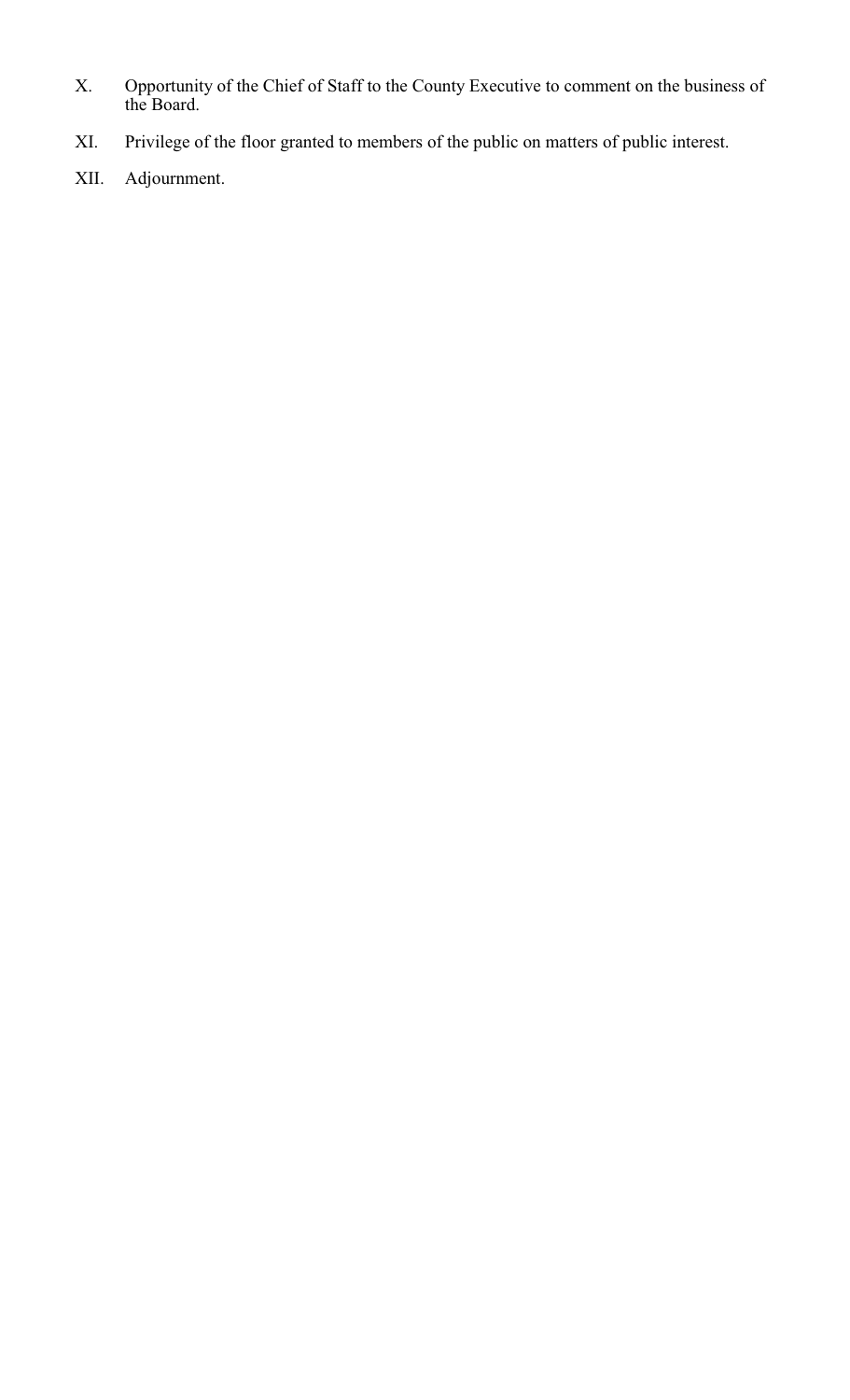X. Opportunity of the Chief of Staff to the County Executive to comment on the business of the Board.

XI. Privilege of the floor granted to members of the public on matters of public interest.

XII. Adjournment.